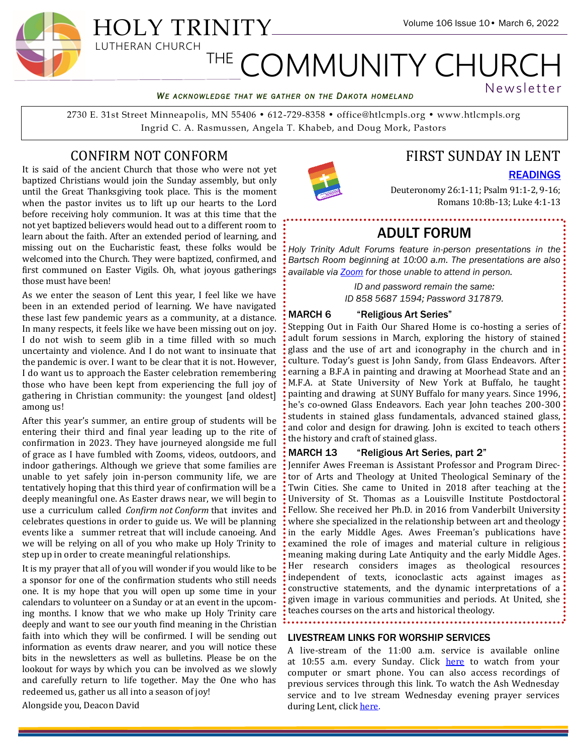# HOLY TRINITY

LUTHERAN CHURCH

# THE COMMUNITY CHURCH

Newsletter

Volume 106 Issue 10 • March 6, 2022

*WE ACKNOWLEDGE THAT WE GATHER ON THE DAKOTA HOMELAND*

2730 E. 31st Street Minneapolis, MN 55406 • 612-729-8358 • office@htlcmpls.org • www.htlcmpls.org
Ingrid C. A. Rasmussen, Angela T. Khabeb, and Doug Mork, Pastors

## CONFIRM NOT CONFORM

It is said of the ancient Church that those who were not yet baptized Christians would join the Sunday assembly, but only until the Great Thanksgiving took place. This is the moment when the pastor invites us to lift up our hearts to the Lord before receiving holy communion. It was at this time that the not yet baptized believers would head out to a different room to learn about the faith. After an extended period of learning, and missing out on the Eucharistic feast, these folks would be welcomed into the Church. They were baptized, confirmed, and first communed on Easter Vigils. Oh, what joyous gatherings those must have been!

As we enter the season of Lent this year, I feel like we have been in an extended period of learning. We have navigated these last few pandemic years as a community, at a distance. In many respects, it feels like we have been missing out on joy. I do not wish to seem glib in a time filled with so much uncertainty and violence. And I do not want to insinuate that the pandemic is over. I want to be clear that it is not. However, I do want us to approach the Easter celebration remembering those who have been kept from experiencing the full joy of gathering in Christian community: the youngest [and oldest] among us!

After this year's summer, an entire group of students will be entering their third and final year leading up to the rite of confirmation in 2023. They have journeyed alongside me full of grace as I have fumbled with Zooms, videos, outdoors, and indoor gatherings. Although we grieve that some families are unable to yet safely join in-person community life, we are tentatively hoping that this third year of confirmation will be a deeply meaningful one. As Easter draws near, we will begin to use a curriculum called *Confirm not Conform* that invites and celebrates questions in order to guide us. We will be planning events like a summer retreat that will include canoeing. And we will be relying on all of you who make up Holy Trinity to step up in order to create meaningful relationships.

It is my prayer that all of you will wonder if you would like to be a sponsor for one of the confirmation students who still needs one. It is my hope that you will open up some time in your calendars to volunteer on a Sunday or at an event in the upcoming months. I know that we who make up Holy Trinity care deeply and want to see our youth find meaning in the Christian faith into which they will be confirmed. I will be sending out information as events draw nearer, and you will notice these bits in the newsletters as well as bulletins. Please be on the lookout for ways by which you can be involved as we slowly and carefully return to life together. May the One who has redeemed us, gather us all into a season of joy!

Alongside you, Deacon David

## FIRST SUNDAY IN LENT

**READINGS**

Deuteronomy 26:1-11; Psalm 91:1-2, 9-16; Romans 10:8b-13; Luke 4:1-13

## ADULT FORUM

*Holy Trinity Adult Forums feature in-person presentations in the Bartsch Room beginning at 10:00 a.m. The presentations are also available via Zoom for those unable to attend in person.*

*ID and password remain the same:*
*ID 858 5687 1594; Password 317879.*

**MARCH 6 "Religious Art Series"**

Stepping Out in Faith Our Shared Home is co-hosting a series of adult forum sessions in March, exploring the history of stained glass and the use of art and iconography in the church and in culture. Today's guest is John Sandy, from Glass Endeavors. After earning a B.F.A in painting and drawing at Moorhead State and an M.F.A. at State University of New York at Buffalo, he taught painting and drawing at SUNY Buffalo for many years. Since 1996, he's co-owned Glass Endeavors. Each year John teaches 200-300 students in stained glass fundamentals, advanced stained glass, and color and design for drawing. John is excited to teach others the history and craft of stained glass.

**MARCH 13 "Religious Art Series, part 2"**

Jennifer Awes Freeman is Assistant Professor and Program Director of Arts and Theology at United Theological Seminary of the Twin Cities. She came to United in 2018 after teaching at the University of St. Thomas as a Louisville Institute Postdoctoral Fellow. She received her Ph.D. in 2016 from Vanderbilt University where she specialized in the relationship between art and theology in the early Middle Ages. Awes Freeman's publications have examined the role of images and material culture in religious meaning making during Late Antiquity and the early Middle Ages. Her research considers images as theological resources independent of texts, iconoclastic acts against images as constructive statements, and the dynamic interpretations of a given image in various communities and periods. At United, she teaches courses on the arts and historical theology.

### LIVESTREAM LINKS FOR WORSHIP SERVICES

A live-stream of the 11:00 a.m. service is available online at 10:55 a.m. every Sunday. Click here to watch from your computer or smart phone. You can also access recordings of previous services through this link. To watch the Ash Wednesday service and to lve stream Wednesday evening prayer services during Lent, click here.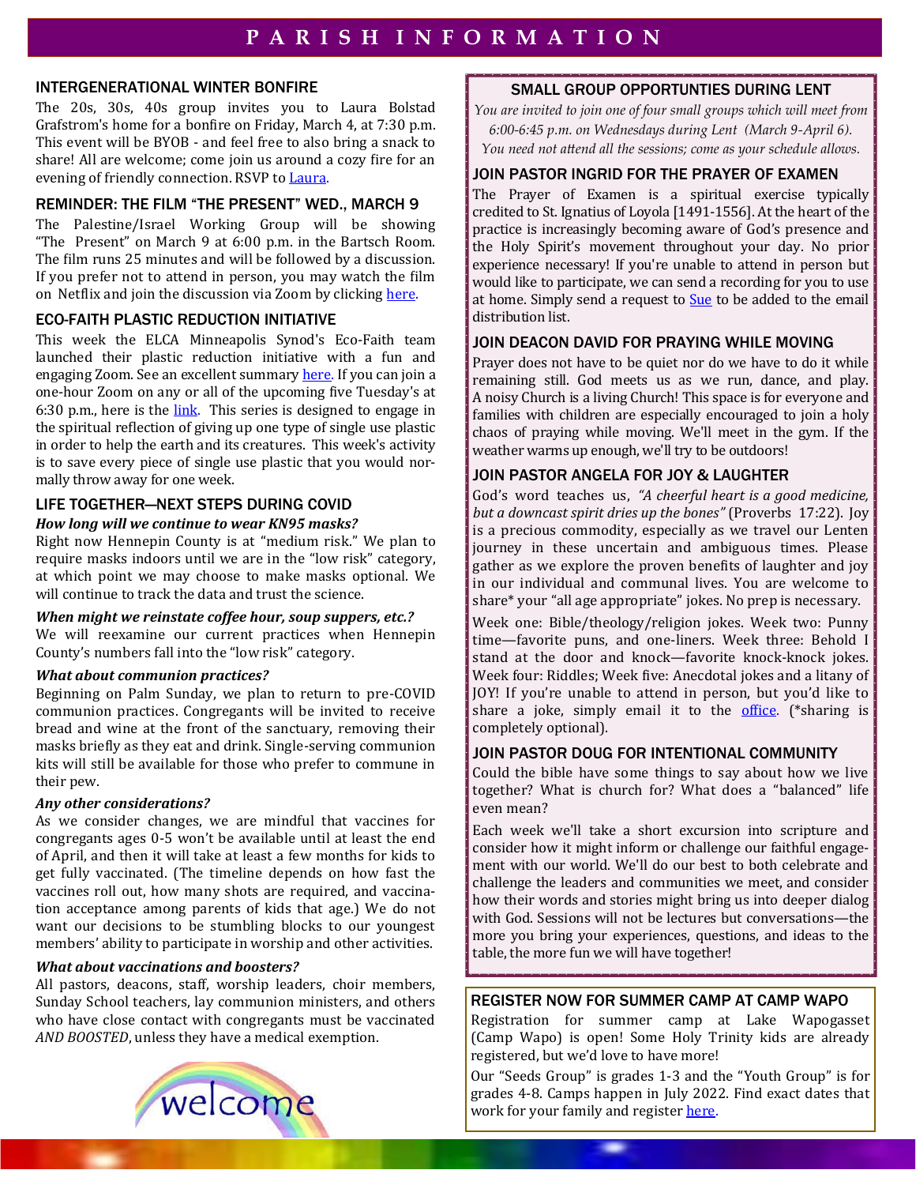# PARISH INFORMATION

## INTERGENERATIONAL WINTER BONFIRE

The 20s, 30s, 40s group invites you to Laura Bolstad Grafstrom's home for a bonfire on Friday, March 4, at 7:30 p.m. This event will be BYOB - and feel free to also bring a snack to share! All are welcome; come join us around a cozy fire for an evening of friendly connection. RSVP to Laura.

## REMINDER: THE FILM "THE PRESENT" WED., MARCH 9

The Palestine/Israel Working Group will be showing "The Present" on March 9 at 6:00 p.m. in the Bartsch Room. The film runs 25 minutes and will be followed by a discussion. If you prefer not to attend in person, you may watch the film on Netflix and join the discussion via Zoom by clicking here.

## ECO-FAITH PLASTIC REDUCTION INITIATIVE

This week the ELCA Minneapolis Synod's Eco-Faith team launched their plastic reduction initiative with a fun and engaging Zoom. See an excellent summary here. If you can join a one-hour Zoom on any or all of the upcoming five Tuesday's at 6:30 p.m., here is the link. This series is designed to engage in the spiritual reflection of giving up one type of single use plastic in order to help the earth and its creatures. This week's activity is to save every piece of single use plastic that you would normally throw away for one week.

## LIFE TOGETHER—NEXT STEPS DURING COVID

***How long will we continue to wear KN95 masks?***

Right now Hennepin County is at "medium risk." We plan to require masks indoors until we are in the "low risk" category, at which point we may choose to make masks optional. We will continue to track the data and trust the science.

***When might we reinstate coffee hour, soup suppers, etc.?***

We will reexamine our current practices when Hennepin County's numbers fall into the "low risk" category.

***What about communion practices?***

Beginning on Palm Sunday, we plan to return to pre-COVID communion practices. Congregants will be invited to receive bread and wine at the front of the sanctuary, removing their masks briefly as they eat and drink. Single-serving communion kits will still be available for those who prefer to commune in their pew.

***Any other considerations?***

As we consider changes, we are mindful that vaccines for congregants ages 0-5 won't be available until at least the end of April, and then it will take at least a few months for kids to get fully vaccinated. (The timeline depends on how fast the vaccines roll out, how many shots are required, and vaccination acceptance among parents of kids that age.) We do not want our decisions to be stumbling blocks to our youngest members' ability to participate in worship and other activities.

***What about vaccinations and boosters?***

All pastors, deacons, staff, worship leaders, choir members, Sunday School teachers, lay communion ministers, and others who have close contact with congregants must be vaccinated *AND BOOSTED*, unless they have a medical exemption.

welcome

## SMALL GROUP OPPORTUNTIES DURING LENT

*You are invited to join one of four small groups which will meet from 6:00-6:45 p.m. on Wednesdays during Lent (March 9-April 6). You need not attend all the sessions; come as your schedule allows.*

### JOIN PASTOR INGRID FOR THE PRAYER OF EXAMEN

The Prayer of Examen is a spiritual exercise typically credited to St. Ignatius of Loyola [1491-1556]. At the heart of the practice is increasingly becoming aware of God's presence and the Holy Spirit's movement throughout your day. No prior experience necessary! If you're unable to attend in person but would like to participate, we can send a recording for you to use at home. Simply send a request to Sue to be added to the email distribution list.

### JOIN DEACON DAVID FOR PRAYING WHILE MOVING

Prayer does not have to be quiet nor do we have to do it while remaining still. God meets us as we run, dance, and play. A noisy Church is a living Church! This space is for everyone and families with children are especially encouraged to join a holy chaos of praying while moving. We'll meet in the gym. If the weather warms up enough, we'll try to be outdoors!

### JOIN PASTOR ANGELA FOR JOY & LAUGHTER

God's word teaches us, *"A cheerful heart is a good medicine, but a downcast spirit dries up the bones"* (Proverbs 17:22). Joy is a precious commodity, especially as we travel our Lenten journey in these uncertain and ambiguous times. Please gather as we explore the proven benefits of laughter and joy in our individual and communal lives. You are welcome to share* your "all age appropriate" jokes. No prep is necessary.

Week one: Bible/theology/religion jokes. Week two: Punny time—favorite puns, and one-liners. Week three: Behold I stand at the door and knock—favorite knock-knock jokes. Week four: Riddles; Week five: Anecdotal jokes and a litany of JOY! If you're unable to attend in person, but you'd like to share a joke, simply email it to the office. (*sharing is completely optional).

### JOIN PASTOR DOUG FOR INTENTIONAL COMMUNITY

Could the bible have some things to say about how we live together? What is church for? What does a "balanced" life even mean?

Each week we'll take a short excursion into scripture and consider how it might inform or challenge our faithful engagement with our world. We'll do our best to both celebrate and challenge the leaders and communities we meet, and consider how their words and stories might bring us into deeper dialog with God. Sessions will not be lectures but conversations—the more you bring your experiences, questions, and ideas to the table, the more fun we will have together!

## REGISTER NOW FOR SUMMER CAMP AT CAMP WAPO

Registration for summer camp at Lake Wapogasset (Camp Wapo) is open! Some Holy Trinity kids are already registered, but we'd love to have more!

Our "Seeds Group" is grades 1-3 and the "Youth Group" is for grades 4-8. Camps happen in July 2022. Find exact dates that work for your family and register here.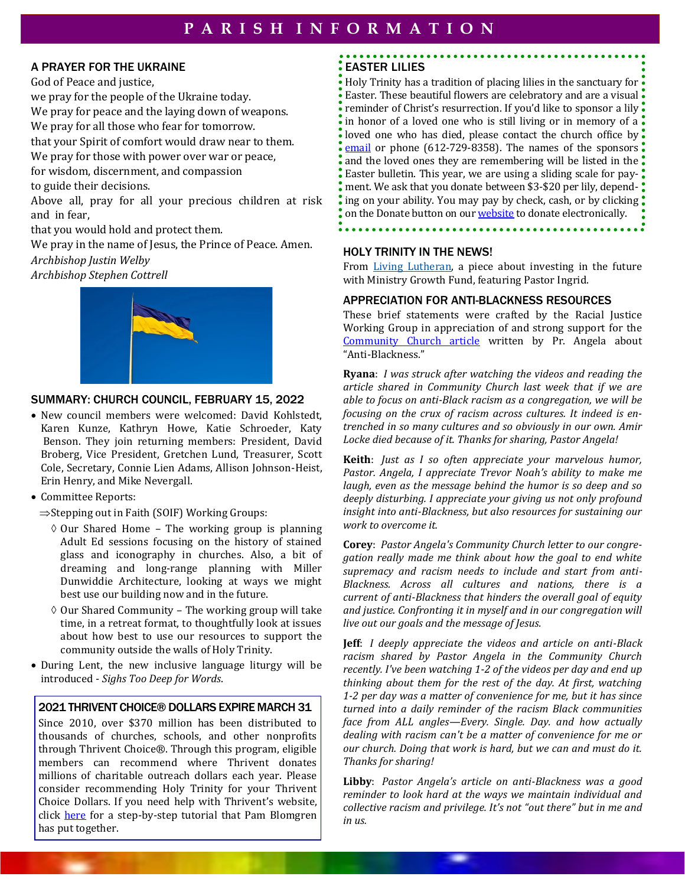# PARISH INFORMATION

## A PRAYER FOR THE UKRAINE

God of Peace and justice,
we pray for the people of the Ukraine today.
We pray for peace and the laying down of weapons.
We pray for all those who fear for tomorrow.
that your Spirit of comfort would draw near to them.
We pray for those with power over war or peace,
for wisdom, discernment, and compassion
to guide their decisions.
Above all, pray for all your precious children at risk and in fear,
that you would hold and protect them.
We pray in the name of Jesus, the Prince of Peace. Amen.
*Archbishop Justin Welby*
*Archbishop Stephen Cottrell*

## SUMMARY: CHURCH COUNCIL, FEBRUARY 15, 2022

- New council members were welcomed: David Kohlstedt, Karen Kunze, Kathryn Howe, Katie Schroeder, Katy Benson. They join returning members: President, David Broberg, Vice President, Gretchen Lund, Treasurer, Scott Cole, Secretary, Connie Lien Adams, Allison Johnson-Heist, Erin Henry, and Mike Nevergall.
- Committee Reports:
  - ⇒Stepping out in Faith (SOIF) Working Groups:
    - ◊ Our Shared Home – The working group is planning Adult Ed sessions focusing on the history of stained glass and iconography in churches. Also, a bit of dreaming and long-range planning with Miller Dunwiddie Architecture, looking at ways we might best use our building now and in the future.
    - ◊ Our Shared Community – The working group will take time, in a retreat format, to thoughtfully look at issues about how best to use our resources to support the community outside the walls of Holy Trinity.
- During Lent, the new inclusive language liturgy will be introduced - *Sighs Too Deep for Words*.

## 2021 THRIVENT CHOICE® DOLLARS EXPIRE MARCH 31

Since 2010, over $370 million has been distributed to thousands of churches, schools, and other nonprofits through Thrivent Choice®. Through this program, eligible members can recommend where Thrivent donates millions of charitable outreach dollars each year. Please consider recommending Holy Trinity for your Thrivent Choice Dollars. If you need help with Thrivent's website, click here for a step-by-step tutorial that Pam Blomgren has put together.

## EASTER LILIES

Holy Trinity has a tradition of placing lilies in the sanctuary for Easter. These beautiful flowers are celebratory and are a visual reminder of Christ's resurrection. If you'd like to sponsor a lily in honor of a loved one who is still living or in memory of a loved one who has died, please contact the church office by email or phone (612-729-8358). The names of the sponsors and the loved ones they are remembering will be listed in the Easter bulletin. This year, we are using a sliding scale for payment. We ask that you donate between $3-$20 per lily, depending on your ability. You may pay by check, cash, or by clicking on the Donate button on our website to donate electronically.

## HOLY TRINITY IN THE NEWS!

From Living Lutheran, a piece about investing in the future with Ministry Growth Fund, featuring Pastor Ingrid.

## APPRECIATION FOR ANTI-BLACKNESS RESOURCES

These brief statements were crafted by the Racial Justice Working Group in appreciation of and strong support for the Community Church article written by Pr. Angela about "Anti-Blackness."

**Ryana**: *I was struck after watching the videos and reading the article shared in Community Church last week that if we are able to focus on anti-Black racism as a congregation, we will be focusing on the crux of racism across cultures. It indeed is entrenched in so many cultures and so obviously in our own. Amir Locke died because of it. Thanks for sharing, Pastor Angela!*

**Keith**: *Just as I so often appreciate your marvelous humor, Pastor. Angela, I appreciate Trevor Noah's ability to make me laugh, even as the message behind the humor is so deep and so deeply disturbing. I appreciate your giving us not only profound insight into anti-Blackness, but also resources for sustaining our work to overcome it.*

**Corey**: *Pastor Angela's Community Church letter to our congregation really made me think about how the goal to end white supremacy and racism needs to include and start from anti-Blackness. Across all cultures and nations, there is a current of anti-Blackness that hinders the overall goal of equity and justice. Confronting it in myself and in our congregation will live out our goals and the message of Jesus.*

**Jeff**: *I deeply appreciate the videos and article on anti-Black racism shared by Pastor Angela in the Community Church recently. I've been watching 1-2 of the videos per day and end up thinking about them for the rest of the day. At first, watching 1-2 per day was a matter of convenience for me, but it has since turned into a daily reminder of the racism Black communities face from ALL angles—Every. Single. Day. and how actually dealing with racism can't be a matter of convenience for me or our church. Doing that work is hard, but we can and must do it. Thanks for sharing!*

**Libby**: *Pastor Angela's article on anti-Blackness was a good reminder to look hard at the ways we maintain individual and collective racism and privilege. It's not "out there" but in me and in us.*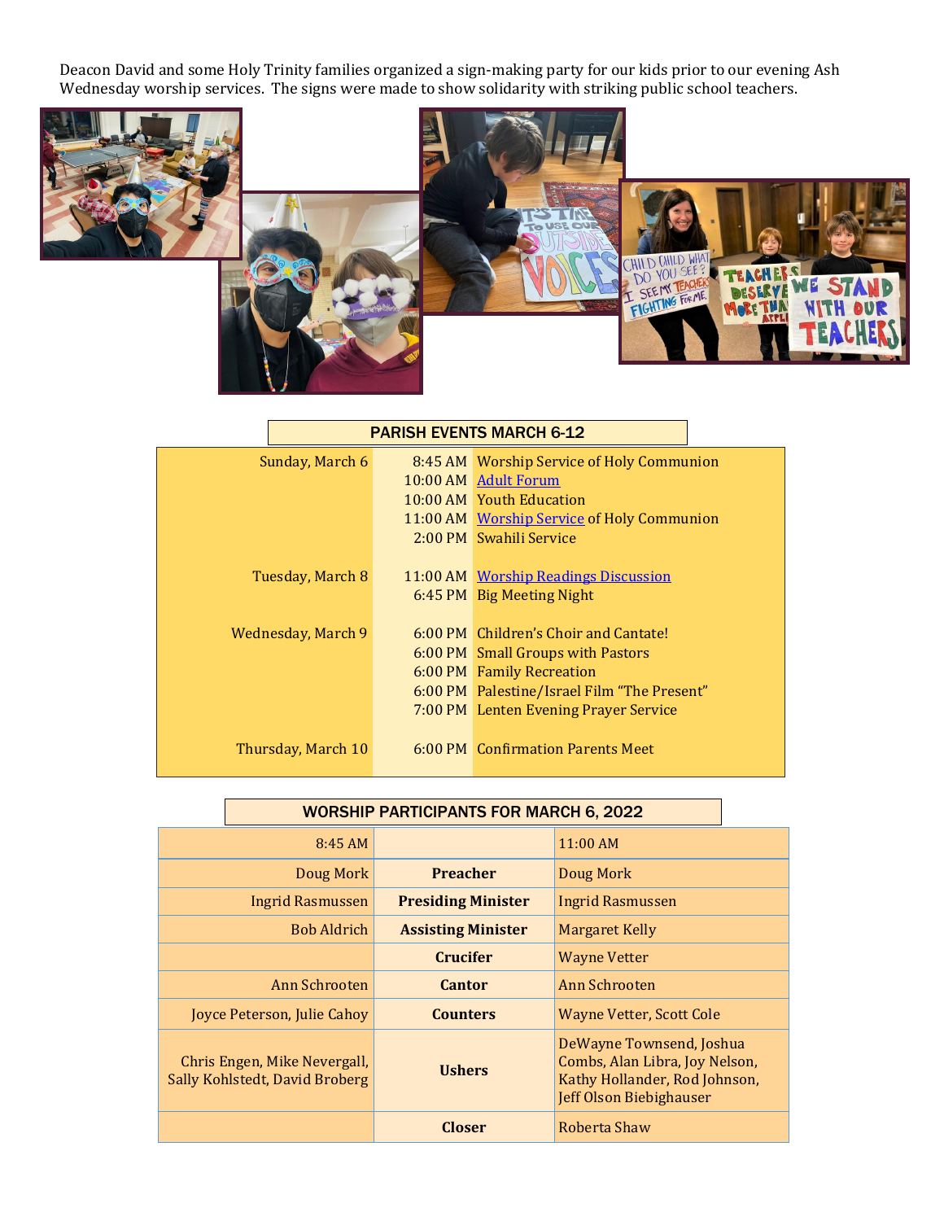Deacon David and some Holy Trinity families organized a sign-making party for our kids prior to our evening Ash Wednesday worship services. The signs were made to show solidarity with striking public school teachers.

## PARISH EVENTS MARCH 6-12

| | | |
|---|---|---|
| Sunday, March 6 | 8:45 AM | Worship Service of Holy Communion |
| | 10:00 AM | Adult Forum |
| | 10:00 AM | Youth Education |
| | 11:00 AM | Worship Service of Holy Communion |
| | 2:00 PM | Swahili Service |
| Tuesday, March 8 | 11:00 AM | Worship Readings Discussion |
| | 6:45 PM | Big Meeting Night |
| Wednesday, March 9 | 6:00 PM | Children's Choir and Cantate! |
| | 6:00 PM | Small Groups with Pastors |
| | 6:00 PM | Family Recreation |
| | 6:00 PM | Palestine/Israel Film "The Present" |
| | 7:00 PM | Lenten Evening Prayer Service |
| Thursday, March 10 | 6:00 PM | Confirmation Parents Meet |

## WORSHIP PARTICIPANTS FOR MARCH 6, 2022

| 8:45 AM | | 11:00 AM |
|---|---|---|
| Doug Mork | **Preacher** | Doug Mork |
| Ingrid Rasmussen | **Presiding Minister** | Ingrid Rasmussen |
| Bob Aldrich | **Assisting Minister** | Margaret Kelly |
| | **Crucifer** | Wayne Vetter |
| Ann Schrooten | **Cantor** | Ann Schrooten |
| Joyce Peterson, Julie Cahoy | **Counters** | Wayne Vetter, Scott Cole |
| Chris Engen, Mike Nevergall, Sally Kohlstedt, David Broberg | **Ushers** | DeWayne Townsend, Joshua Combs, Alan Libra, Joy Nelson, Kathy Hollander, Rod Johnson, Jeff Olson Biebighauser |
| | **Closer** | Roberta Shaw |